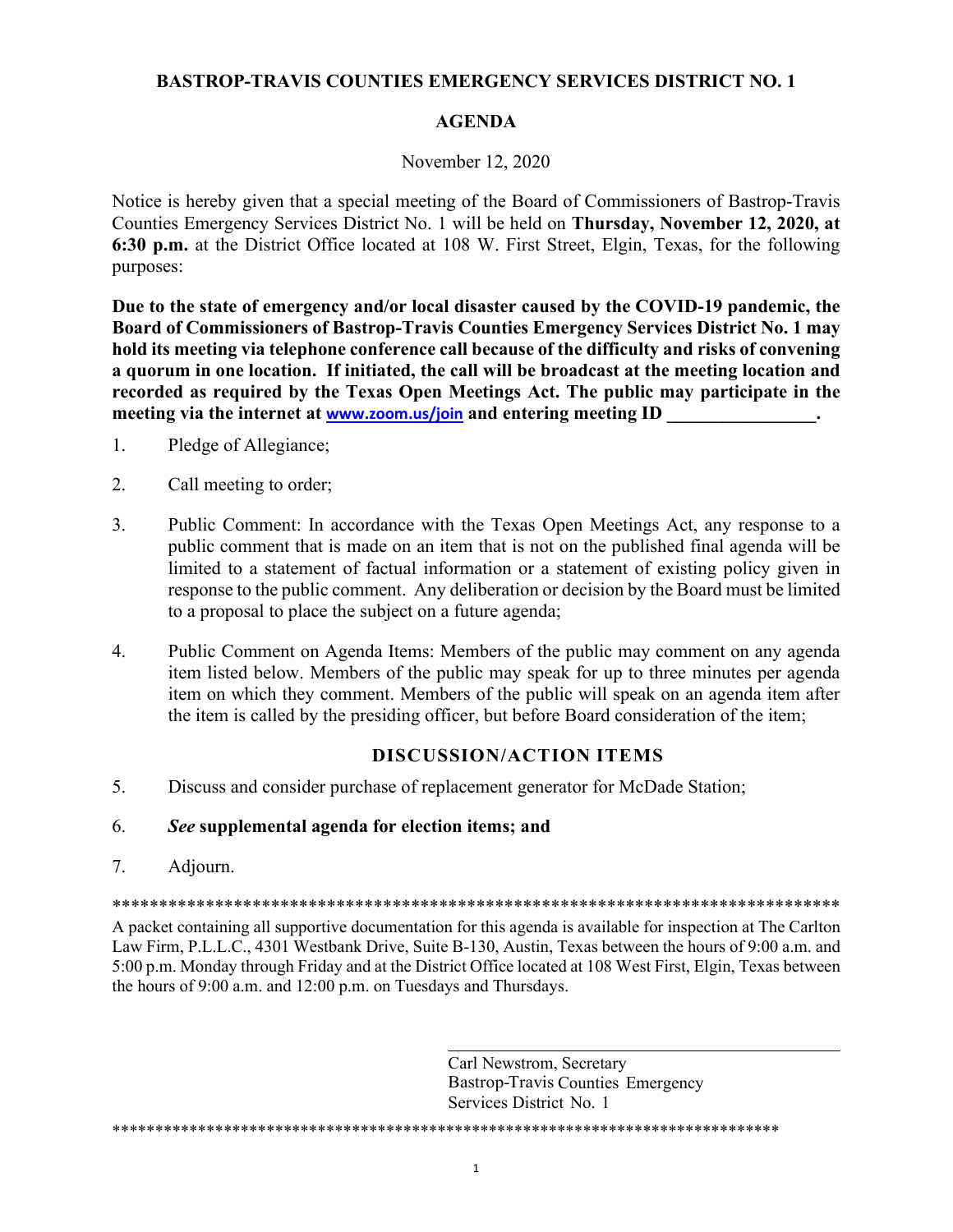# BASTROP-TRAVIS COUNTIES EMERGENCY SERVICES DISTRICT NO. 1

## AGENDA

November 12, 2020

Notice is hereby given that a special meeting of the Board of Commissioners of Bastrop-Travis Counties Emergency Services District No. 1 will be held on **Thursday, November 12, 2020, at 6:30 p.m.** at the District Office located at 108 W. First Street, Elgin, Texas, for the following purposes:

**Due to the state of emergency and/or local disaster caused by the COVID-19 pandemic, the Board of Commissioners of Bastrop-Travis Counties Emergency Services District No. 1 may hold its meeting via telephone conference call because of the difficulty and risks of convening a quorum in one location. If initiated, the call will be broadcast at the meeting location and recorded as required by the Texas Open Meetings Act. The public may participate in the meeting via the internet at www.zoom.us/join and entering meeting ID \_\_\_\_\_\_\_\_\_\_\_\_\_\_\_\_.**

1. Pledge of Allegiance;

2. Call meeting to order;

3. Public Comment: In accordance with the Texas Open Meetings Act, any response to a public comment that is made on an item that is not on the published final agenda will be limited to a statement of factual information or a statement of existing policy given in response to the public comment. Any deliberation or decision by the Board must be limited to a proposal to place the subject on a future agenda;

4. Public Comment on Agenda Items: Members of the public may comment on any agenda item listed below. Members of the public may speak for up to three minutes per agenda item on which they comment. Members of the public will speak on an agenda item after the item is called by the presiding officer, but before Board consideration of the item;

### DISCUSSION/ACTION ITEMS

5. Discuss and consider purchase of replacement generator for McDade Station;

6. ***See* supplemental agenda for election items; and**

7. Adjourn.

\*\*\*\*\*\*\*\*\*\*\*\*\*\*\*\*\*\*\*\*\*\*\*\*\*\*\*\*\*\*\*\*\*\*\*\*\*\*\*\*\*\*\*\*\*\*\*\*\*\*\*\*\*\*\*\*\*\*\*\*\*\*\*\*\*\*\*\*\*\*\*\*\*\*\*\*\*\*

A packet containing all supportive documentation for this agenda is available for inspection at The Carlton Law Firm, P.L.L.C., 4301 Westbank Drive, Suite B-130, Austin, Texas between the hours of 9:00 a.m. and 5:00 p.m. Monday through Friday and at the District Office located at 108 West First, Elgin, Texas between the hours of 9:00 a.m. and 12:00 p.m. on Tuesdays and Thursdays.

\_\_\_\_\_\_\_\_\_\_\_\_\_\_\_\_\_\_\_\_\_\_\_\_\_\_\_\_\_\_\_\_\_\_\_\_\_\_\_\_

Carl Newstrom, Secretary
Bastrop-Travis Counties Emergency
Services District No. 1

\*\*\*\*\*\*\*\*\*\*\*\*\*\*\*\*\*\*\*\*\*\*\*\*\*\*\*\*\*\*\*\*\*\*\*\*\*\*\*\*\*\*\*\*\*\*\*\*\*\*\*\*\*\*\*\*\*\*\*\*\*\*\*\*\*\*\*\*\*\*\*\*\*\*\*\*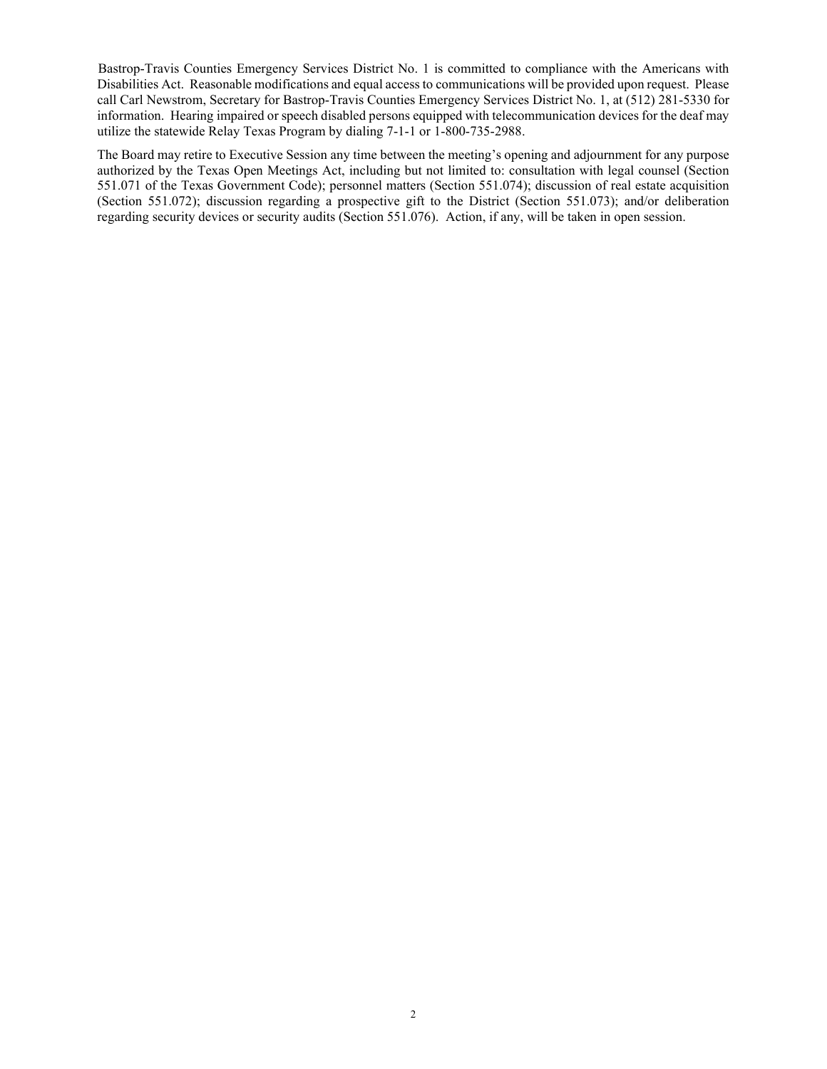Bastrop-Travis Counties Emergency Services District No. 1 is committed to compliance with the Americans with Disabilities Act. Reasonable modifications and equal access to communications will be provided upon request. Please call Carl Newstrom, Secretary for Bastrop-Travis Counties Emergency Services District No. 1, at (512) 281-5330 for information. Hearing impaired or speech disabled persons equipped with telecommunication devices for the deaf may utilize the statewide Relay Texas Program by dialing 7-1-1 or 1-800-735-2988.

The Board may retire to Executive Session any time between the meeting's opening and adjournment for any purpose authorized by the Texas Open Meetings Act, including but not limited to: consultation with legal counsel (Section 551.071 of the Texas Government Code); personnel matters (Section 551.074); discussion of real estate acquisition (Section 551.072); discussion regarding a prospective gift to the District (Section 551.073); and/or deliberation regarding security devices or security audits (Section 551.076). Action, if any, will be taken in open session.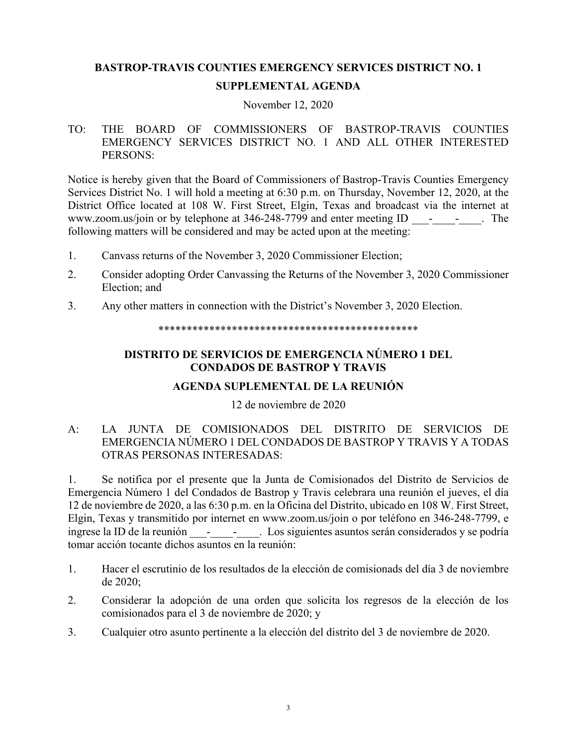**BASTROP-TRAVIS COUNTIES EMERGENCY SERVICES DISTRICT NO. 1**

**SUPPLEMENTAL AGENDA**

November 12, 2020

TO: THE BOARD OF COMMISSIONERS OF BASTROP-TRAVIS COUNTIES EMERGENCY SERVICES DISTRICT NO. 1 AND ALL OTHER INTERESTED PERSONS:

Notice is hereby given that the Board of Commissioners of Bastrop-Travis Counties Emergency Services District No. 1 will hold a meeting at 6:30 p.m. on Thursday, November 12, 2020, at the District Office located at 108 W. First Street, Elgin, Texas and broadcast via the internet at www.zoom.us/join or by telephone at 346-248-7799 and enter meeting ID ___-____-____. The following matters will be considered and may be acted upon at the meeting:

1. Canvass returns of the November 3, 2020 Commissioner Election;
2. Consider adopting Order Canvassing the Returns of the November 3, 2020 Commissioner Election; and
3. Any other matters in connection with the District's November 3, 2020 Election.

\*\*\*\*\*\*\*\*\*\*\*\*\*\*\*\*\*\*\*\*\*\*\*\*\*\*\*\*\*\*\*\*\*\*\*\*\*\*\*\*\*\*\*\*\*\*\*\*

**DISTRITO DE SERVICIOS DE EMERGENCIA NÚMERO 1 DEL CONDADOS DE BASTROP Y TRAVIS**

**AGENDA SUPLEMENTAL DE LA REUNIÓN**

12 de noviembre de 2020

A: LA JUNTA DE COMISIONADOS DEL DISTRITO DE SERVICIOS DE EMERGENCIA NÚMERO 1 DEL CONDADOS DE BASTROP Y TRAVIS Y A TODAS OTRAS PERSONAS INTERESADAS:

1. Se notifica por el presente que la Junta de Comisionados del Distrito de Servicios de Emergencia Número 1 del Condados de Bastrop y Travis celebrara una reunión el jueves, el día 12 de noviembre de 2020, a las 6:30 p.m. en la Oficina del Distrito, ubicado en 108 W. First Street, Elgin, Texas y transmitido por internet en www.zoom.us/join o por teléfono en 346-248-7799, e ingrese la ID de la reunión ___-____-____. Los siguientes asuntos serán considerados y se podría tomar acción tocante dichos asuntos en la reunión:

1. Hacer el escrutinio de los resultados de la elección de comisionads del día 3 de noviembre de 2020;
2. Considerar la adopción de una orden que solicita los regresos de la elección de los comisionados para el 3 de noviembre de 2020; y
3. Cualquier otro asunto pertinente a la elección del distrito del 3 de noviembre de 2020.